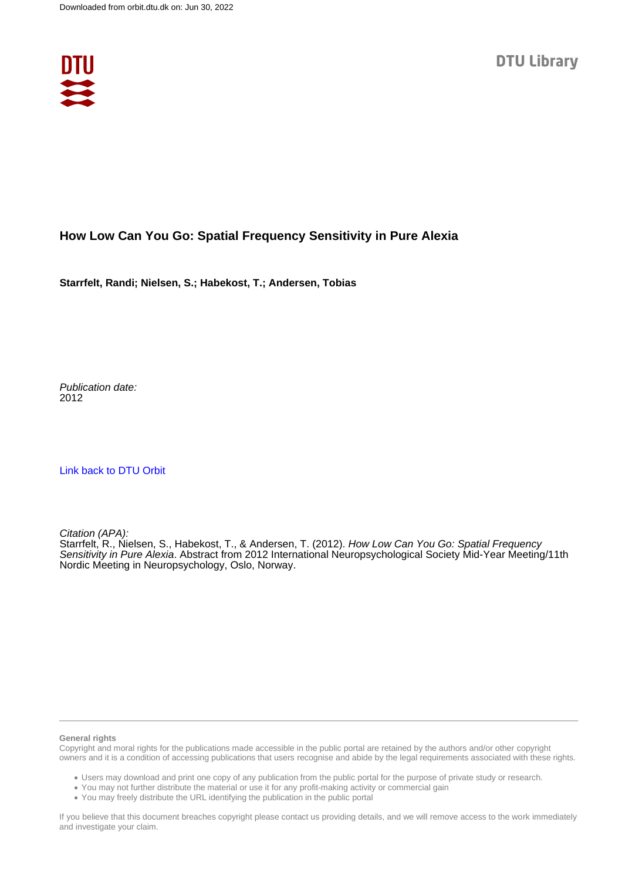# How Low Can You Go: Spatial Frequency Sensitivity in Pure Alexia

**Starrfelt, Randi; Nielsen, S.; Habekost, T.; Andersen, Tobias**

*Publication date:*
2012

Link back to DTU Orbit

*Citation (APA):*
Starrfelt, R., Nielsen, S., Habekost, T., & Andersen, T. (2012). *How Low Can You Go: Spatial Frequency Sensitivity in Pure Alexia*. Abstract from 2012 International Neuropsychological Society Mid-Year Meeting/11th Nordic Meeting in Neuropsychology, Oslo, Norway.

**General rights**
Copyright and moral rights for the publications made accessible in the public portal are retained by the authors and/or other copyright owners and it is a condition of accessing publications that users recognise and abide by the legal requirements associated with these rights.

- Users may download and print one copy of any publication from the public portal for the purpose of private study or research.
- You may not further distribute the material or use it for any profit-making activity or commercial gain
- You may freely distribute the URL identifying the publication in the public portal

If you believe that this document breaches copyright please contact us providing details, and we will remove access to the work immediately and investigate your claim.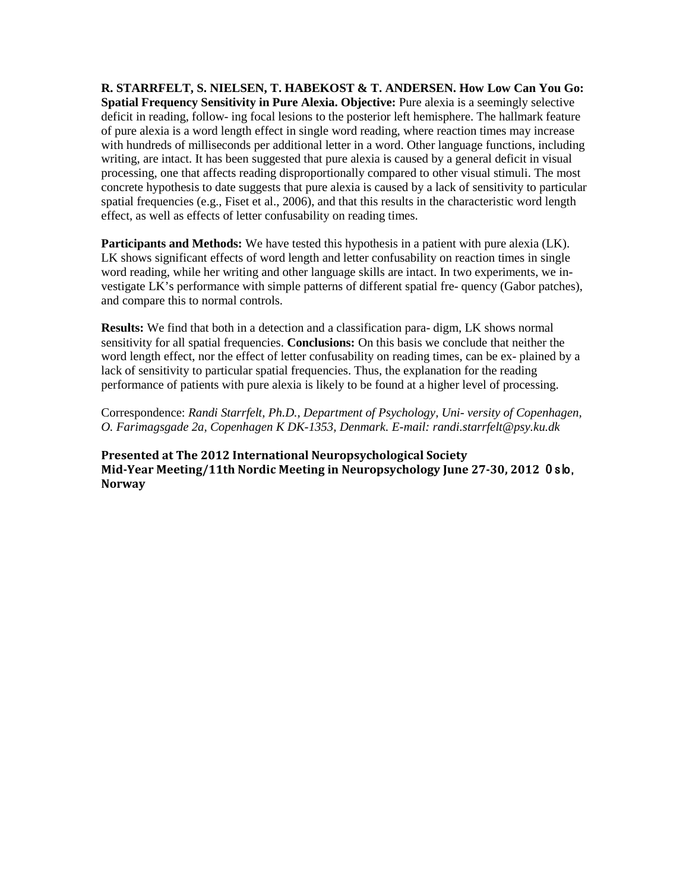**R. STARRFELT, S. NIELSEN, T. HABEKOST & T. ANDERSEN. How Low Can You Go: Spatial Frequency Sensitivity in Pure Alexia. Objective:** Pure alexia is a seemingly selective deficit in reading, follow- ing focal lesions to the posterior left hemisphere. The hallmark feature of pure alexia is a word length effect in single word reading, where reaction times may increase with hundreds of milliseconds per additional letter in a word. Other language functions, including writing, are intact. It has been suggested that pure alexia is caused by a general deficit in visual processing, one that affects reading disproportionally compared to other visual stimuli. The most concrete hypothesis to date suggests that pure alexia is caused by a lack of sensitivity to particular spatial frequencies (e.g., Fiset et al., 2006), and that this results in the characteristic word length effect, as well as effects of letter confusability on reading times.

**Participants and Methods:** We have tested this hypothesis in a patient with pure alexia (LK). LK shows significant effects of word length and letter confusability on reaction times in single word reading, while her writing and other language skills are intact. In two experiments, we in- vestigate LK's performance with simple patterns of different spatial fre- quency (Gabor patches), and compare this to normal controls.

**Results:** We find that both in a detection and a classification para- digm, LK shows normal sensitivity for all spatial frequencies. **Conclusions:** On this basis we conclude that neither the word length effect, nor the effect of letter confusability on reading times, can be ex- plained by a lack of sensitivity to particular spatial frequencies. Thus, the explanation for the reading performance of patients with pure alexia is likely to be found at a higher level of processing.

Correspondence: *Randi Starrfelt, Ph.D., Department of Psychology, Uni- versity of Copenhagen, O. Farimagsgade 2a, Copenhagen K DK-1353, Denmark. E-mail: randi.starrfelt@psy.ku.dk*

**Presented at The 2012 International Neuropsychological Society Mid-Year Meeting/11th Nordic Meeting in Neuropsychology June 27-30, 2012 Oslo, Norway**